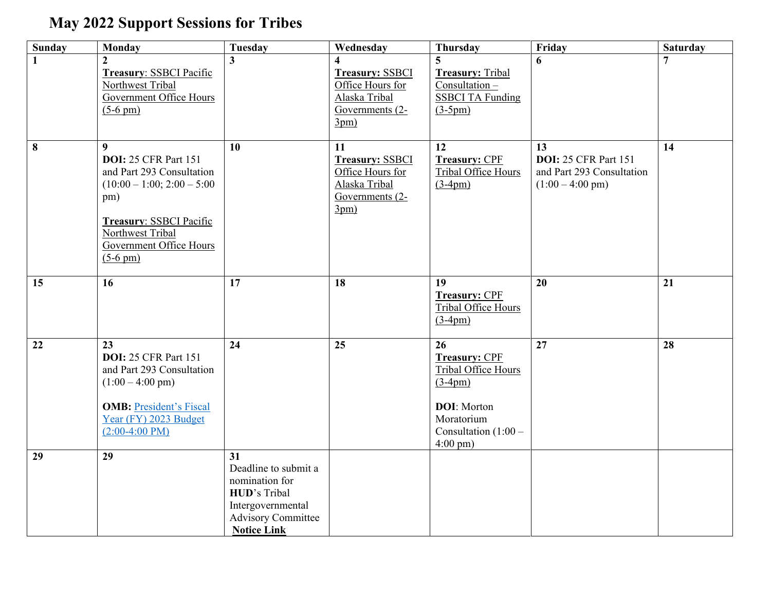# May 2022 Support Sessions for Tribes

| Sunday | Monday | Tuesday | Wednesday | Thursday | Friday | Saturday |
|---|---|---|---|---|---|---|
| **1** | **2**<br>**Treasury**: SSBCI Pacific Northwest Tribal Government Office Hours (5-6 pm) | **3** | **4**<br>**Treasury:** SSBCI Office Hours for Alaska Tribal Governments (2-3pm) | **5**<br>**Treasury:** Tribal Consultation – SSBCI TA Funding (3-5pm) | **6** | **7** |
| **8** | **9**<br>**DOI:** 25 CFR Part 151 and Part 293 Consultation (10:00 – 1:00; 2:00 – 5:00 pm)<br><br>**Treasury**: SSBCI Pacific Northwest Tribal Government Office Hours (5-6 pm) | **10** | **11**<br>**Treasury:** SSBCI Office Hours for Alaska Tribal Governments (2-3pm) | **12**<br>**Treasury:** CPF Tribal Office Hours (3-4pm) | **13**<br>**DOI:** 25 CFR Part 151 and Part 293 Consultation (1:00 – 4:00 pm) | **14** |
| **15** | **16** | **17** | **18** | **19**<br>**Treasury:** CPF Tribal Office Hours (3-4pm) | **20** | **21** |
| **22** | **23**<br>**DOI:** 25 CFR Part 151 and Part 293 Consultation (1:00 – 4:00 pm)<br><br>**OMB:** President's Fiscal Year (FY) 2023 Budget (2:00-4:00 PM) | **24** | **25** | **26**<br>**Treasury:** CPF Tribal Office Hours (3-4pm)<br><br>**DOI**: Morton Moratorium Consultation (1:00 – 4:00 pm) | **27** | **28** |
| **29** | **29** | **31**<br>Deadline to submit a nomination for **HUD**'s Tribal Intergovernmental Advisory Committee **Notice Link** | | | | |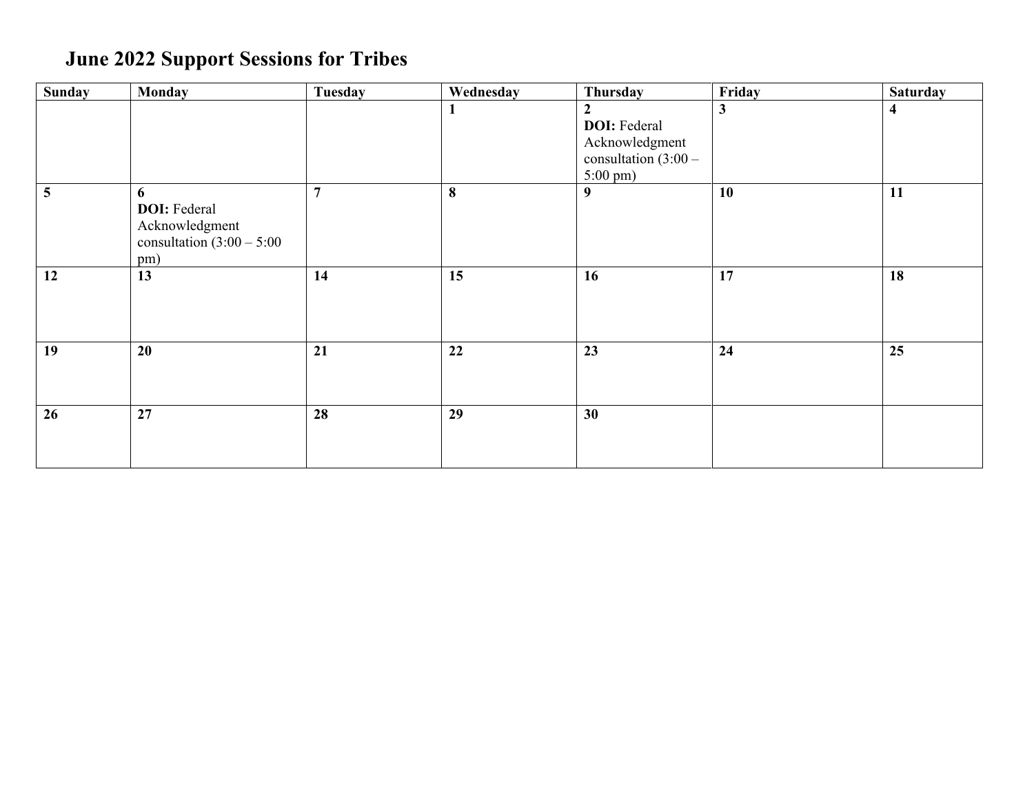# June 2022 Support Sessions for Tribes

| Sunday | Monday | Tuesday | Wednesday | Thursday | Friday | Saturday |
|---|---|---|---|---|---|---|
| | | | **1** | **2** **DOI:** Federal Acknowledgment consultation (3:00 – 5:00 pm) | **3** | **4** |
| **5** | **6** **DOI:** Federal Acknowledgment consultation (3:00 – 5:00 pm) | **7** | **8** | **9** | **10** | **11** |
| **12** | **13** | **14** | **15** | **16** | **17** | **18** |
| **19** | **20** | **21** | **22** | **23** | **24** | **25** |
| **26** | **27** | **28** | **29** | **30** | | |